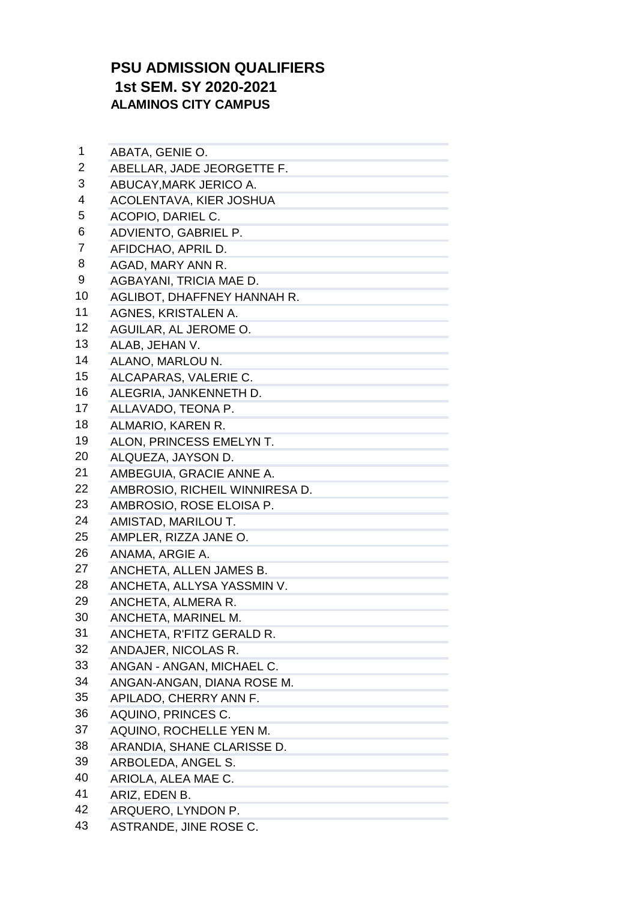# PSU ADMISSION QUALIFIERS
## 1st SEM. SY 2020-2021
### ALAMINOS CITY CAMPUS

| | |
|---|---|
| 1 | ABATA, GENIE O. |
| 2 | ABELLAR, JADE JEORGETTE F. |
| 3 | ABUCAY,MARK JERICO A. |
| 4 | ACOLENTAVA, KIER JOSHUA |
| 5 | ACOPIO, DARIEL C. |
| 6 | ADVIENTO, GABRIEL P. |
| 7 | AFIDCHAO, APRIL D. |
| 8 | AGAD, MARY ANN R. |
| 9 | AGBAYANI, TRICIA MAE D. |
| 10 | AGLIBOT, DHAFFNEY HANNAH R. |
| 11 | AGNES, KRISTALEN A. |
| 12 | AGUILAR, AL JEROME O. |
| 13 | ALAB, JEHAN V. |
| 14 | ALANO, MARLOU N. |
| 15 | ALCAPARAS, VALERIE C. |
| 16 | ALEGRIA, JANKENNETH D. |
| 17 | ALLAVADO, TEONA P. |
| 18 | ALMARIO, KAREN R. |
| 19 | ALON, PRINCESS EMELYN T. |
| 20 | ALQUEZA, JAYSON D. |
| 21 | AMBEGUIA, GRACIE ANNE A. |
| 22 | AMBROSIO, RICHEIL WINNIRESA D. |
| 23 | AMBROSIO, ROSE ELOISA P. |
| 24 | AMISTAD, MARILOU T. |
| 25 | AMPLER, RIZZA JANE O. |
| 26 | ANAMA, ARGIE A. |
| 27 | ANCHETA, ALLEN JAMES B. |
| 28 | ANCHETA, ALLYSA YASSMIN V. |
| 29 | ANCHETA, ALMERA R. |
| 30 | ANCHETA, MARINEL M. |
| 31 | ANCHETA, R'FITZ GERALD R. |
| 32 | ANDAJER, NICOLAS R. |
| 33 | ANGAN - ANGAN, MICHAEL C. |
| 34 | ANGAN-ANGAN, DIANA ROSE M. |
| 35 | APILADO, CHERRY ANN F. |
| 36 | AQUINO, PRINCES C. |
| 37 | AQUINO, ROCHELLE YEN M. |
| 38 | ARANDIA, SHANE CLARISSE D. |
| 39 | ARBOLEDA, ANGEL S. |
| 40 | ARIOLA, ALEA MAE C. |
| 41 | ARIZ, EDEN B. |
| 42 | ARQUERO, LYNDON P. |
| 43 | ASTRANDE, JINE ROSE C. |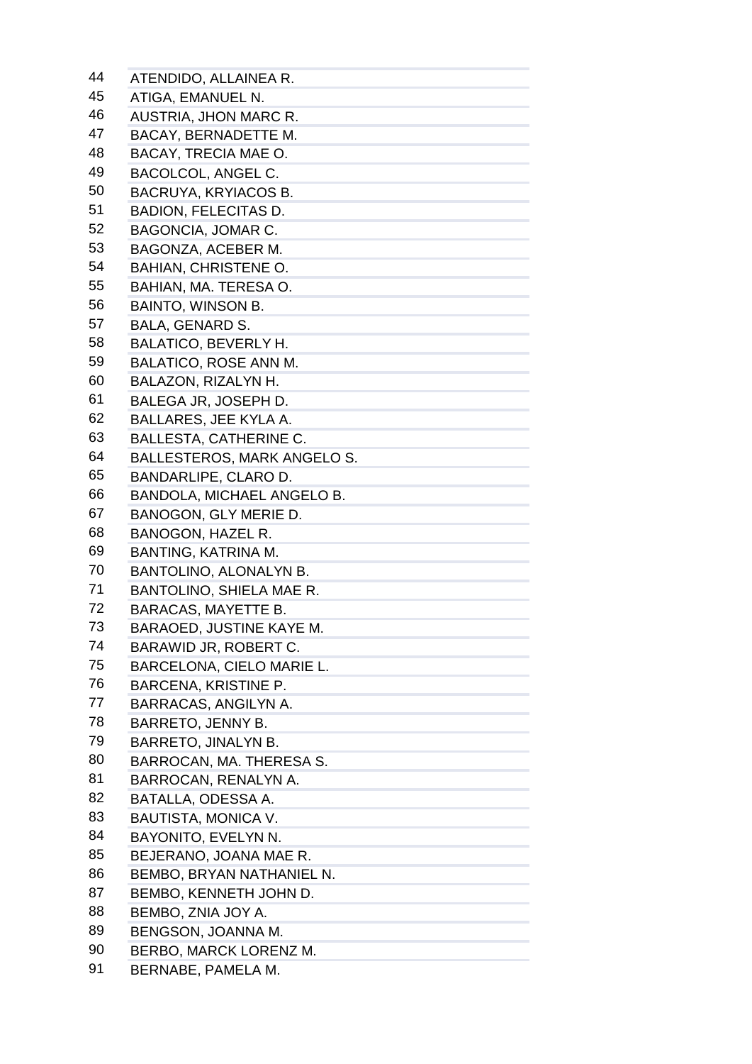| | |
|---|---|
| 44 | ATENDIDO, ALLAINEA R. |
| 45 | ATIGA, EMANUEL N. |
| 46 | AUSTRIA, JHON MARC R. |
| 47 | BACAY, BERNADETTE M. |
| 48 | BACAY, TRECIA MAE O. |
| 49 | BACOLCOL, ANGEL C. |
| 50 | BACRUYA, KRYIACOS B. |
| 51 | BADION, FELECITAS D. |
| 52 | BAGONCIA, JOMAR C. |
| 53 | BAGONZA, ACEBER M. |
| 54 | BAHIAN, CHRISTENE O. |
| 55 | BAHIAN, MA. TERESA O. |
| 56 | BAINTO, WINSON B. |
| 57 | BALA, GENARD S. |
| 58 | BALATICO, BEVERLY H. |
| 59 | BALATICO, ROSE ANN M. |
| 60 | BALAZON, RIZALYN H. |
| 61 | BALEGA JR, JOSEPH D. |
| 62 | BALLARES, JEE KYLA A. |
| 63 | BALLESTA, CATHERINE C. |
| 64 | BALLESTEROS, MARK ANGELO S. |
| 65 | BANDARLIPE, CLARO D. |
| 66 | BANDOLA, MICHAEL ANGELO B. |
| 67 | BANOGON, GLY MERIE D. |
| 68 | BANOGON, HAZEL R. |
| 69 | BANTING, KATRINA M. |
| 70 | BANTOLINO, ALONALYN B. |
| 71 | BANTOLINO, SHIELA MAE R. |
| 72 | BARACAS, MAYETTE B. |
| 73 | BARAOED, JUSTINE KAYE M. |
| 74 | BARAWID JR, ROBERT C. |
| 75 | BARCELONA, CIELO MARIE L. |
| 76 | BARCENA, KRISTINE P. |
| 77 | BARRACAS, ANGILYN A. |
| 78 | BARRETO, JENNY B. |
| 79 | BARRETO, JINALYN B. |
| 80 | BARROCAN, MA. THERESA S. |
| 81 | BARROCAN, RENALYN A. |
| 82 | BATALLA, ODESSA A. |
| 83 | BAUTISTA, MONICA V. |
| 84 | BAYONITO, EVELYN N. |
| 85 | BEJERANO, JOANA MAE R. |
| 86 | BEMBO, BRYAN NATHANIEL N. |
| 87 | BEMBO, KENNETH JOHN D. |
| 88 | BEMBO, ZNIA JOY A. |
| 89 | BENGSON, JOANNA M. |
| 90 | BERBO, MARCK LORENZ M. |
| 91 | BERNABE, PAMELA M. |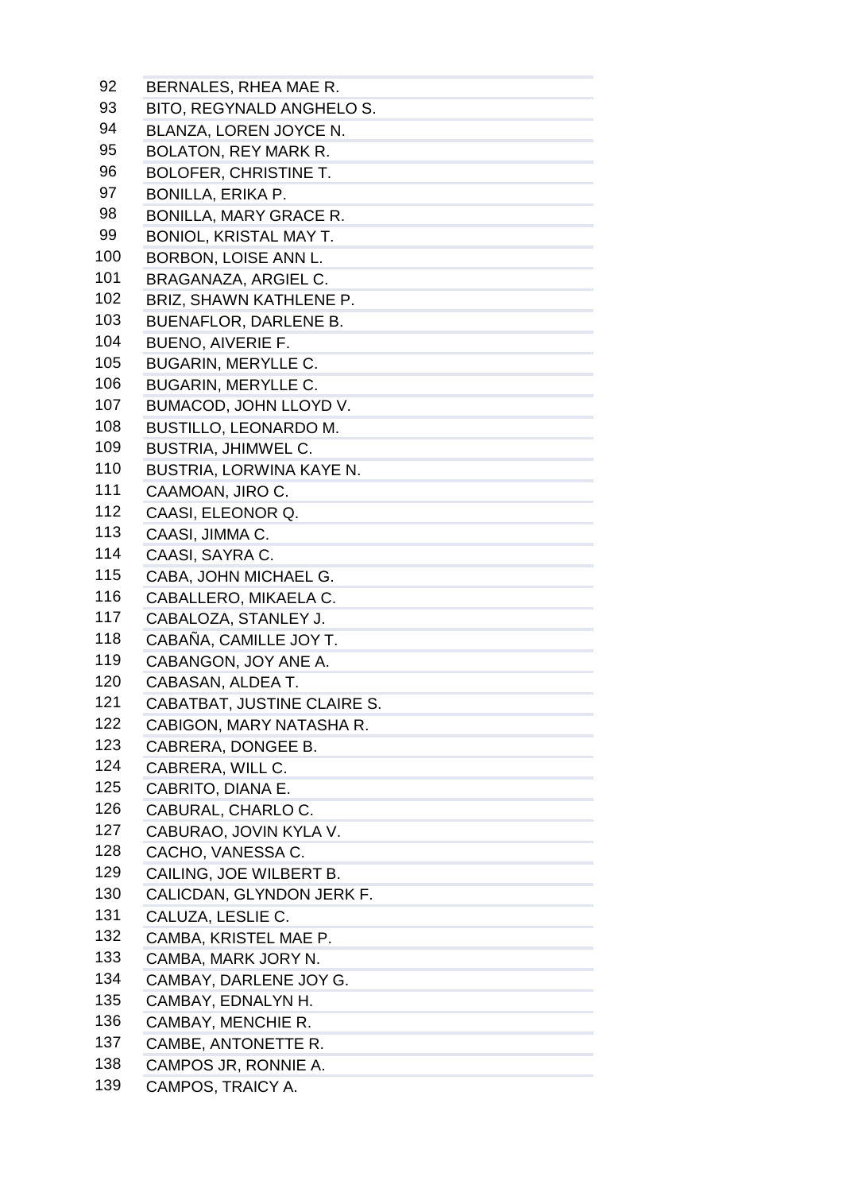| | |
|---|---|
| 92 | BERNALES, RHEA MAE R. |
| 93 | BITO, REGYNALD ANGHELO S. |
| 94 | BLANZA, LOREN JOYCE N. |
| 95 | BOLATON, REY MARK R. |
| 96 | BOLOFER, CHRISTINE T. |
| 97 | BONILLA, ERIKA P. |
| 98 | BONILLA, MARY GRACE R. |
| 99 | BONIOL, KRISTAL MAY T. |
| 100 | BORBON, LOISE ANN L. |
| 101 | BRAGANAZA, ARGIEL C. |
| 102 | BRIZ, SHAWN KATHLENE P. |
| 103 | BUENAFLOR, DARLENE B. |
| 104 | BUENO, AIVERIE F. |
| 105 | BUGARIN, MERYLLE C. |
| 106 | BUGARIN, MERYLLE C. |
| 107 | BUMACOD, JOHN LLOYD V. |
| 108 | BUSTILLO, LEONARDO M. |
| 109 | BUSTRIA, JHIMWEL C. |
| 110 | BUSTRIA, LORWINA KAYE N. |
| 111 | CAAMOAN, JIRO C. |
| 112 | CAASI, ELEONOR Q. |
| 113 | CAASI, JIMMA C. |
| 114 | CAASI, SAYRA C. |
| 115 | CABA, JOHN MICHAEL G. |
| 116 | CABALLERO, MIKAELA C. |
| 117 | CABALOZA, STANLEY J. |
| 118 | CABAÑA, CAMILLE JOY T. |
| 119 | CABANGON, JOY ANE A. |
| 120 | CABASAN, ALDEA T. |
| 121 | CABATBAT, JUSTINE CLAIRE S. |
| 122 | CABIGON, MARY NATASHA R. |
| 123 | CABRERA, DONGEE B. |
| 124 | CABRERA, WILL C. |
| 125 | CABRITO, DIANA E. |
| 126 | CABURAL, CHARLO C. |
| 127 | CABURAO, JOVIN KYLA V. |
| 128 | CACHO, VANESSA C. |
| 129 | CAILING, JOE WILBERT B. |
| 130 | CALICDAN, GLYNDON JERK F. |
| 131 | CALUZA, LESLIE C. |
| 132 | CAMBA, KRISTEL MAE P. |
| 133 | CAMBA, MARK JORY N. |
| 134 | CAMBAY, DARLENE JOY G. |
| 135 | CAMBAY, EDNALYN H. |
| 136 | CAMBAY, MENCHIE R. |
| 137 | CAMBE, ANTONETTE R. |
| 138 | CAMPOS JR, RONNIE A. |
| 139 | CAMPOS, TRAICY A. |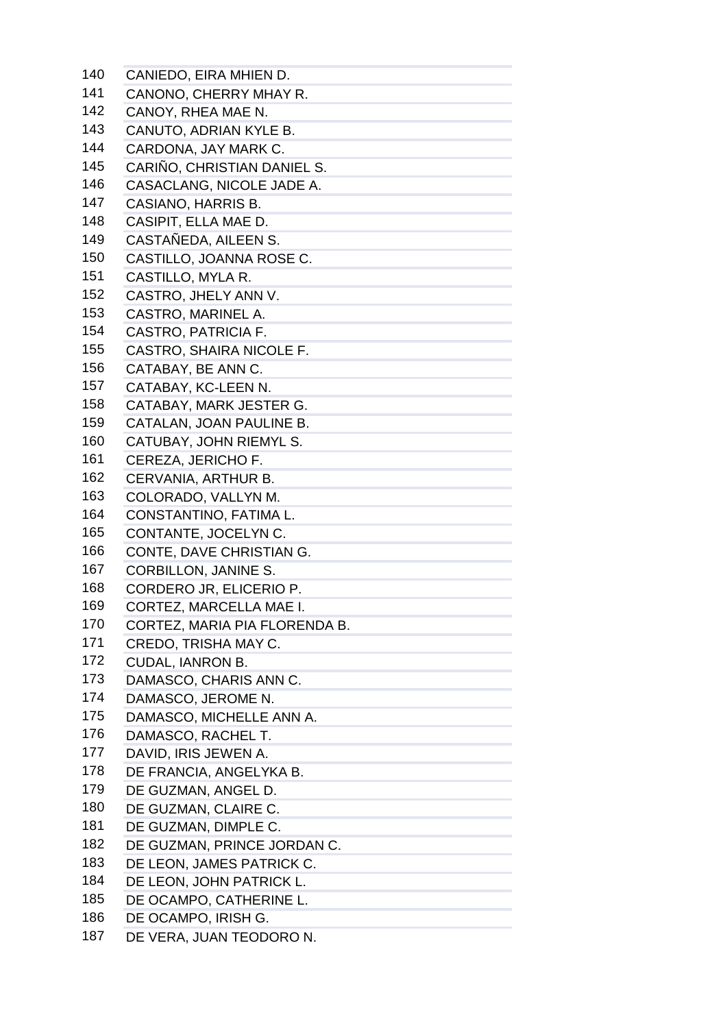| | |
|---|---|
| 140 | CANIEDO, EIRA MHIEN D. |
| 141 | CANONO, CHERRY MHAY R. |
| 142 | CANOY, RHEA MAE N. |
| 143 | CANUTO, ADRIAN KYLE B. |
| 144 | CARDONA, JAY MARK C. |
| 145 | CARIÑO, CHRISTIAN DANIEL S. |
| 146 | CASACLANG, NICOLE JADE A. |
| 147 | CASIANO, HARRIS B. |
| 148 | CASIPIT, ELLA MAE D. |
| 149 | CASTAÑEDA, AILEEN S. |
| 150 | CASTILLO, JOANNA ROSE C. |
| 151 | CASTILLO, MYLA R. |
| 152 | CASTRO, JHELY ANN V. |
| 153 | CASTRO, MARINEL A. |
| 154 | CASTRO, PATRICIA F. |
| 155 | CASTRO, SHAIRA NICOLE F. |
| 156 | CATABAY, BE ANN C. |
| 157 | CATABAY, KC-LEEN N. |
| 158 | CATABAY, MARK JESTER G. |
| 159 | CATALAN, JOAN PAULINE B. |
| 160 | CATUBAY, JOHN RIEMYL S. |
| 161 | CEREZA, JERICHO F. |
| 162 | CERVANIA, ARTHUR B. |
| 163 | COLORADO, VALLYN M. |
| 164 | CONSTANTINO, FATIMA L. |
| 165 | CONTANTE, JOCELYN C. |
| 166 | CONTE, DAVE CHRISTIAN G. |
| 167 | CORBILLON, JANINE S. |
| 168 | CORDERO JR, ELICERIO P. |
| 169 | CORTEZ, MARCELLA MAE I. |
| 170 | CORTEZ, MARIA PIA FLORENDA B. |
| 171 | CREDO, TRISHA MAY C. |
| 172 | CUDAL, IANRON B. |
| 173 | DAMASCO, CHARIS ANN C. |
| 174 | DAMASCO, JEROME N. |
| 175 | DAMASCO, MICHELLE ANN A. |
| 176 | DAMASCO, RACHEL T. |
| 177 | DAVID, IRIS JEWEN A. |
| 178 | DE FRANCIA, ANGELYKA B. |
| 179 | DE GUZMAN, ANGEL D. |
| 180 | DE GUZMAN, CLAIRE C. |
| 181 | DE GUZMAN, DIMPLE C. |
| 182 | DE GUZMAN, PRINCE JORDAN C. |
| 183 | DE LEON, JAMES PATRICK C. |
| 184 | DE LEON, JOHN PATRICK L. |
| 185 | DE OCAMPO, CATHERINE L. |
| 186 | DE OCAMPO, IRISH G. |
| 187 | DE VERA, JUAN TEODORO N. |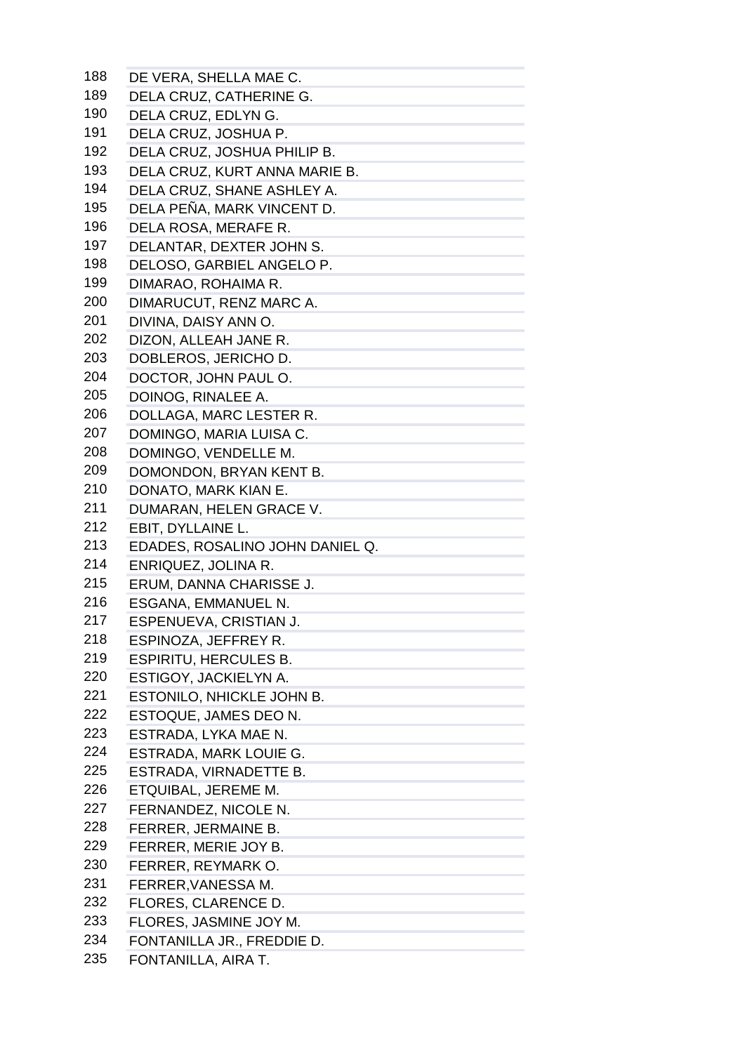| | |
|---|---|
| 188 | DE VERA, SHELLA MAE C. |
| 189 | DELA CRUZ, CATHERINE G. |
| 190 | DELA CRUZ, EDLYN G. |
| 191 | DELA CRUZ, JOSHUA P. |
| 192 | DELA CRUZ, JOSHUA PHILIP B. |
| 193 | DELA CRUZ, KURT ANNA MARIE B. |
| 194 | DELA CRUZ, SHANE ASHLEY A. |
| 195 | DELA PEÑA, MARK VINCENT D. |
| 196 | DELA ROSA, MERAFE R. |
| 197 | DELANTAR, DEXTER JOHN S. |
| 198 | DELOSO, GARBIEL ANGELO P. |
| 199 | DIMARAO, ROHAIMA R. |
| 200 | DIMARUCUT, RENZ MARC A. |
| 201 | DIVINA, DAISY ANN O. |
| 202 | DIZON, ALLEAH JANE R. |
| 203 | DOBLEROS, JERICHO D. |
| 204 | DOCTOR, JOHN PAUL O. |
| 205 | DOINOG, RINALEE A. |
| 206 | DOLLAGA, MARC LESTER R. |
| 207 | DOMINGO, MARIA LUISA C. |
| 208 | DOMINGO, VENDELLE M. |
| 209 | DOMONDON, BRYAN KENT B. |
| 210 | DONATO, MARK KIAN E. |
| 211 | DUMARAN, HELEN GRACE V. |
| 212 | EBIT, DYLLAINE L. |
| 213 | EDADES, ROSALINO JOHN DANIEL Q. |
| 214 | ENRIQUEZ, JOLINA R. |
| 215 | ERUM, DANNA CHARISSE J. |
| 216 | ESGANA, EMMANUEL N. |
| 217 | ESPENUEVA, CRISTIAN J. |
| 218 | ESPINOZA, JEFFREY R. |
| 219 | ESPIRITU, HERCULES B. |
| 220 | ESTIGOY, JACKIELYN A. |
| 221 | ESTONILO, NHICKLE JOHN B. |
| 222 | ESTOQUE, JAMES DEO N. |
| 223 | ESTRADA, LYKA MAE N. |
| 224 | ESTRADA, MARK LOUIE G. |
| 225 | ESTRADA, VIRNADETTE B. |
| 226 | ETQUIBAL, JEREME M. |
| 227 | FERNANDEZ, NICOLE N. |
| 228 | FERRER, JERMAINE B. |
| 229 | FERRER, MERIE JOY B. |
| 230 | FERRER, REYMARK O. |
| 231 | FERRER,VANESSA M. |
| 232 | FLORES, CLARENCE D. |
| 233 | FLORES, JASMINE JOY M. |
| 234 | FONTANILLA JR., FREDDIE D. |
| 235 | FONTANILLA, AIRA T. |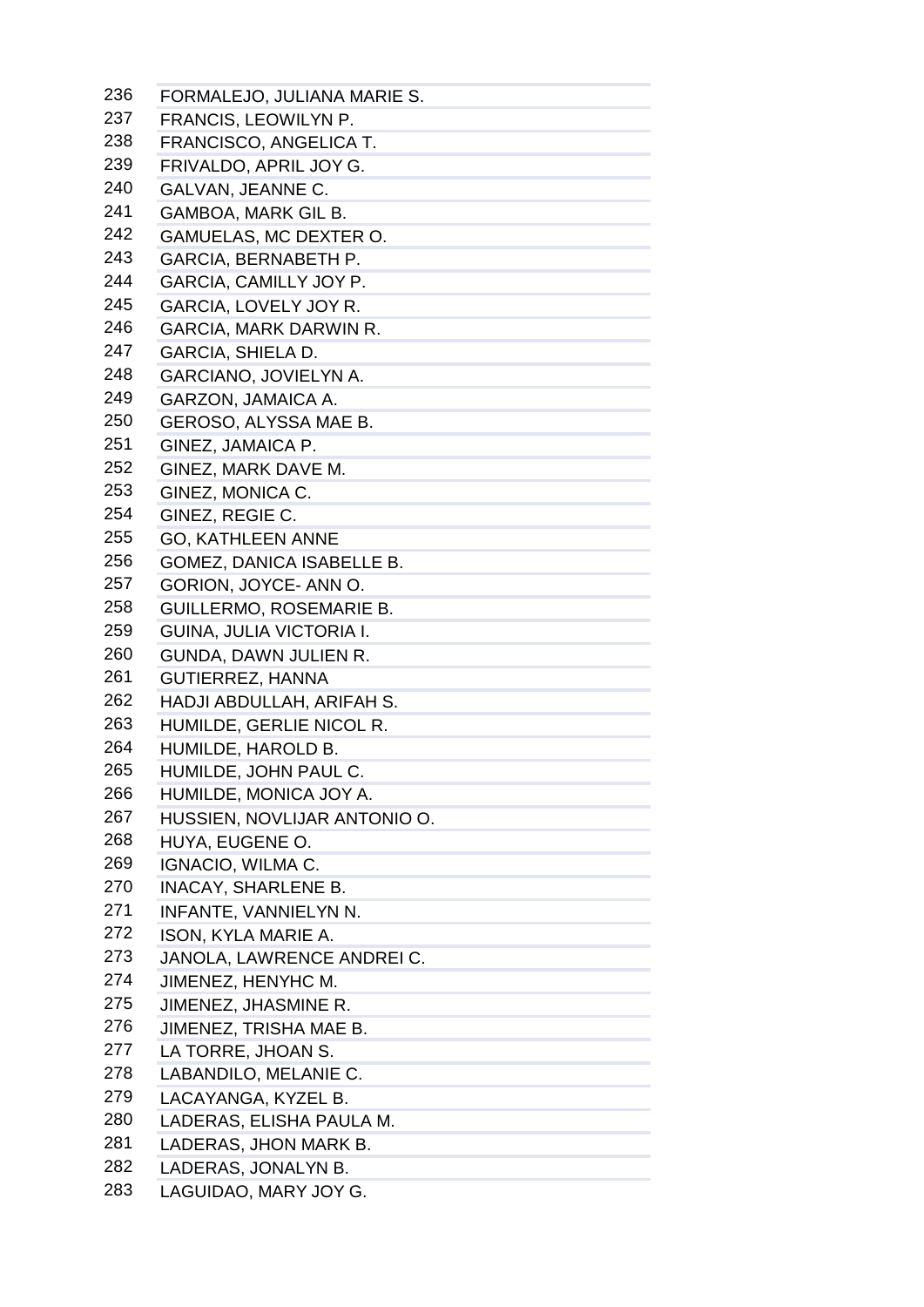| | |
|---|---|
| 236 | FORMALEJO, JULIANA MARIE S. |
| 237 | FRANCIS, LEOWILYN P. |
| 238 | FRANCISCO, ANGELICA T. |
| 239 | FRIVALDO, APRIL JOY G. |
| 240 | GALVAN, JEANNE C. |
| 241 | GAMBOA, MARK GIL B. |
| 242 | GAMUELAS, MC DEXTER O. |
| 243 | GARCIA, BERNABETH P. |
| 244 | GARCIA, CAMILLY JOY P. |
| 245 | GARCIA, LOVELY JOY R. |
| 246 | GARCIA, MARK DARWIN R. |
| 247 | GARCIA, SHIELA D. |
| 248 | GARCIANO, JOVIELYN A. |
| 249 | GARZON, JAMAICA A. |
| 250 | GEROSO, ALYSSA MAE B. |
| 251 | GINEZ, JAMAICA P. |
| 252 | GINEZ, MARK DAVE M. |
| 253 | GINEZ, MONICA C. |
| 254 | GINEZ, REGIE C. |
| 255 | GO, KATHLEEN ANNE |
| 256 | GOMEZ, DANICA ISABELLE B. |
| 257 | GORION, JOYCE- ANN O. |
| 258 | GUILLERMO, ROSEMARIE B. |
| 259 | GUINA, JULIA VICTORIA I. |
| 260 | GUNDA, DAWN JULIEN R. |
| 261 | GUTIERREZ, HANNA |
| 262 | HADJI ABDULLAH, ARIFAH S. |
| 263 | HUMILDE, GERLIE NICOL R. |
| 264 | HUMILDE, HAROLD B. |
| 265 | HUMILDE, JOHN PAUL C. |
| 266 | HUMILDE, MONICA JOY A. |
| 267 | HUSSIEN, NOVLIJAR ANTONIO O. |
| 268 | HUYA, EUGENE O. |
| 269 | IGNACIO, WILMA C. |
| 270 | INACAY, SHARLENE B. |
| 271 | INFANTE, VANNIELYN N. |
| 272 | ISON, KYLA MARIE A. |
| 273 | JANOLA, LAWRENCE ANDREI C. |
| 274 | JIMENEZ, HENYHC M. |
| 275 | JIMENEZ, JHASMINE R. |
| 276 | JIMENEZ, TRISHA MAE B. |
| 277 | LA TORRE, JHOAN S. |
| 278 | LABANDILO, MELANIE C. |
| 279 | LACAYANGA, KYZEL B. |
| 280 | LADERAS, ELISHA PAULA M. |
| 281 | LADERAS, JHON MARK B. |
| 282 | LADERAS, JONALYN B. |
| 283 | LAGUIDAO, MARY JOY G. |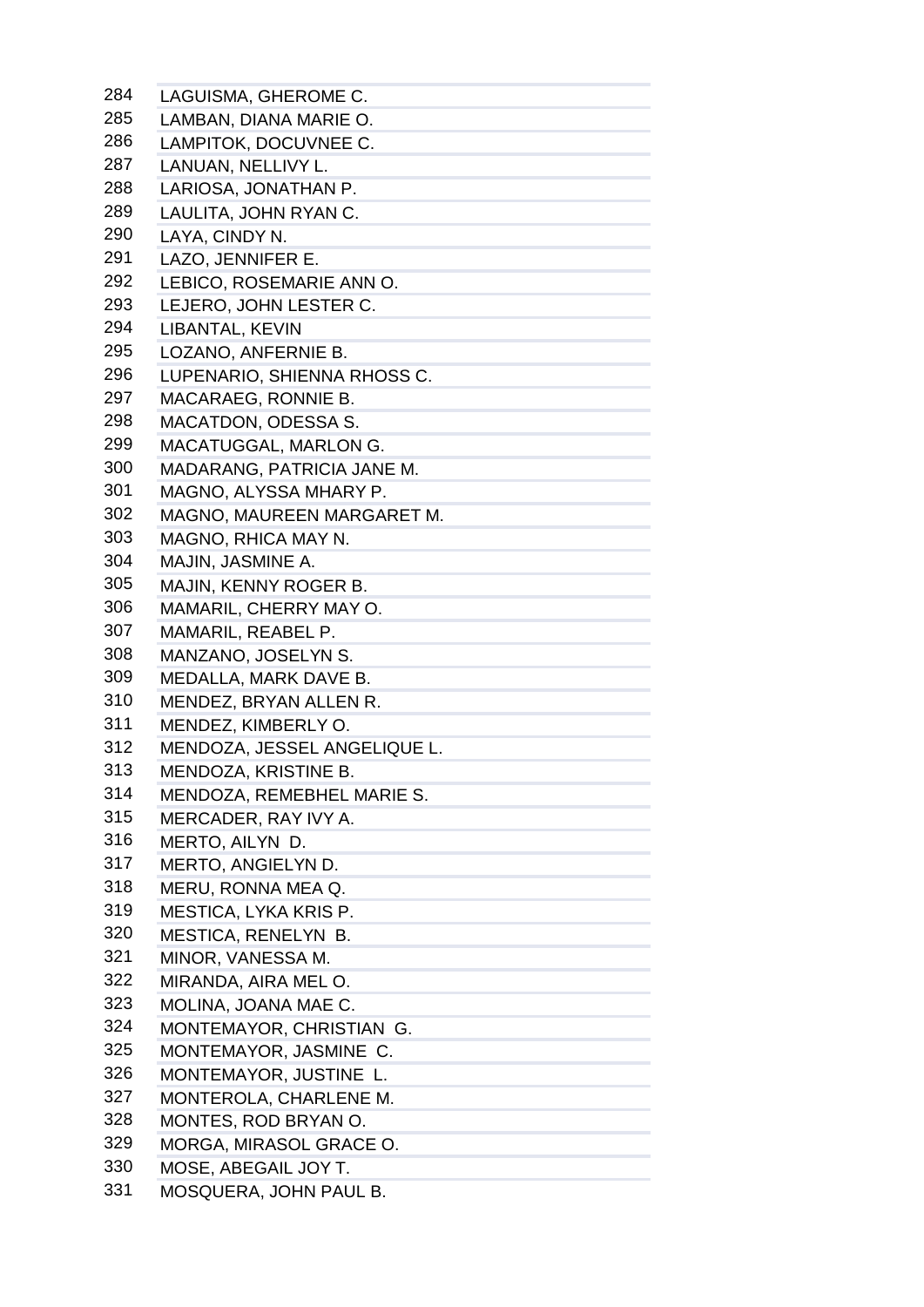| | |
|---|---|
| 284 | LAGUISMA, GHEROME C. |
| 285 | LAMBAN, DIANA MARIE O. |
| 286 | LAMPITOK, DOCUVNEE C. |
| 287 | LANUAN, NELLIVY L. |
| 288 | LARIOSA, JONATHAN P. |
| 289 | LAULITA, JOHN RYAN C. |
| 290 | LAYA, CINDY N. |
| 291 | LAZO, JENNIFER E. |
| 292 | LEBICO, ROSEMARIE ANN O. |
| 293 | LEJERO, JOHN LESTER C. |
| 294 | LIBANTAL, KEVIN |
| 295 | LOZANO, ANFERNIE B. |
| 296 | LUPENARIO, SHIENNA RHOSS C. |
| 297 | MACARAEG, RONNIE B. |
| 298 | MACATDON, ODESSA S. |
| 299 | MACATUGGAL, MARLON G. |
| 300 | MADARANG, PATRICIA JANE M. |
| 301 | MAGNO, ALYSSA MHARY P. |
| 302 | MAGNO, MAUREEN MARGARET M. |
| 303 | MAGNO, RHICA MAY N. |
| 304 | MAJIN, JASMINE A. |
| 305 | MAJIN, KENNY ROGER B. |
| 306 | MAMARIL, CHERRY MAY O. |
| 307 | MAMARIL, REABEL P. |
| 308 | MANZANO, JOSELYN S. |
| 309 | MEDALLA, MARK DAVE B. |
| 310 | MENDEZ, BRYAN ALLEN R. |
| 311 | MENDEZ, KIMBERLY O. |
| 312 | MENDOZA, JESSEL ANGELIQUE L. |
| 313 | MENDOZA, KRISTINE B. |
| 314 | MENDOZA, REMEBHEL MARIE S. |
| 315 | MERCADER, RAY IVY A. |
| 316 | MERTO, AILYN D. |
| 317 | MERTO, ANGIELYN D. |
| 318 | MERU, RONNA MEA Q. |
| 319 | MESTICA, LYKA KRIS P. |
| 320 | MESTICA, RENELYN B. |
| 321 | MINOR, VANESSA M. |
| 322 | MIRANDA, AIRA MEL O. |
| 323 | MOLINA, JOANA MAE C. |
| 324 | MONTEMAYOR, CHRISTIAN G. |
| 325 | MONTEMAYOR, JASMINE C. |
| 326 | MONTEMAYOR, JUSTINE L. |
| 327 | MONTEROLA, CHARLENE M. |
| 328 | MONTES, ROD BRYAN O. |
| 329 | MORGA, MIRASOL GRACE O. |
| 330 | MOSE, ABEGAIL JOY T. |
| 331 | MOSQUERA, JOHN PAUL B. |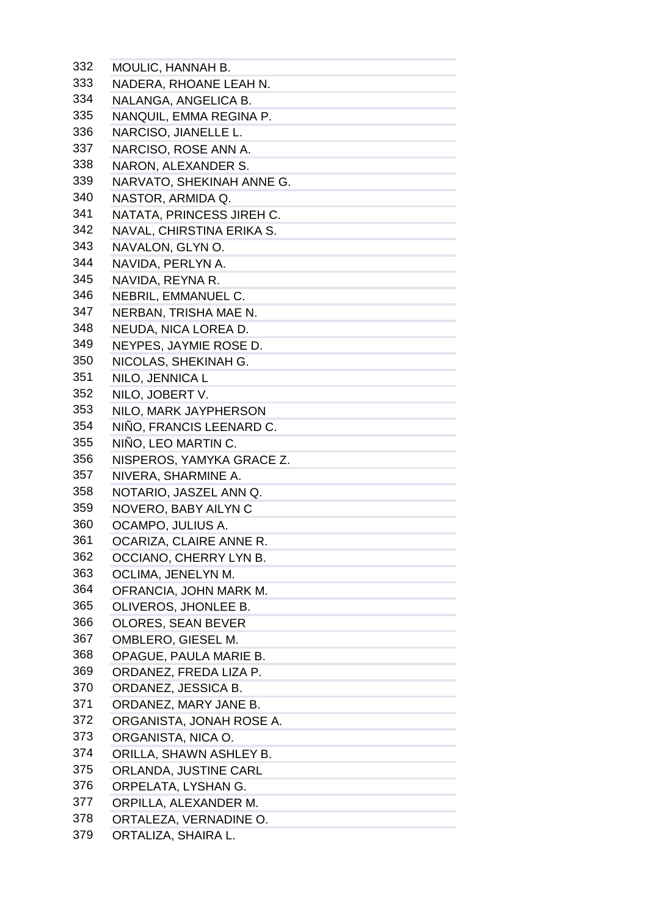| | |
|---|---|
| 332 | MOULIC, HANNAH B. |
| 333 | NADERA, RHOANE LEAH N. |
| 334 | NALANGA, ANGELICA B. |
| 335 | NANQUIL, EMMA REGINA P. |
| 336 | NARCISO, JIANELLE L. |
| 337 | NARCISO, ROSE ANN A. |
| 338 | NARON, ALEXANDER S. |
| 339 | NARVATO, SHEKINAH ANNE G. |
| 340 | NASTOR, ARMIDA Q. |
| 341 | NATATA, PRINCESS JIREH C. |
| 342 | NAVAL, CHIRSTINA ERIKA S. |
| 343 | NAVALON, GLYN O. |
| 344 | NAVIDA, PERLYN A. |
| 345 | NAVIDA, REYNA R. |
| 346 | NEBRIL, EMMANUEL C. |
| 347 | NERBAN, TRISHA MAE N. |
| 348 | NEUDA, NICA LOREA D. |
| 349 | NEYPES, JAYMIE ROSE D. |
| 350 | NICOLAS, SHEKINAH G. |
| 351 | NILO, JENNICA L |
| 352 | NILO, JOBERT V. |
| 353 | NILO, MARK JAYPHERSON |
| 354 | NIÑO, FRANCIS LEENARD C. |
| 355 | NIÑO, LEO MARTIN C. |
| 356 | NISPEROS, YAMYKA GRACE Z. |
| 357 | NIVERA, SHARMINE A. |
| 358 | NOTARIO, JASZEL ANN Q. |
| 359 | NOVERO, BABY AILYN C |
| 360 | OCAMPO, JULIUS A. |
| 361 | OCARIZA, CLAIRE ANNE R. |
| 362 | OCCIANO, CHERRY LYN B. |
| 363 | OCLIMA, JENELYN M. |
| 364 | OFRANCIA, JOHN MARK M. |
| 365 | OLIVEROS, JHONLEE B. |
| 366 | OLORES, SEAN BEVER |
| 367 | OMBLERO, GIESEL M. |
| 368 | OPAGUE, PAULA MARIE B. |
| 369 | ORDANEZ, FREDA LIZA P. |
| 370 | ORDANEZ, JESSICA B. |
| 371 | ORDANEZ, MARY JANE B. |
| 372 | ORGANISTA, JONAH ROSE A. |
| 373 | ORGANISTA, NICA O. |
| 374 | ORILLA, SHAWN ASHLEY B. |
| 375 | ORLANDA, JUSTINE CARL |
| 376 | ORPELATA, LYSHAN G. |
| 377 | ORPILLA, ALEXANDER M. |
| 378 | ORTALEZA, VERNADINE O. |
| 379 | ORTALIZA, SHAIRA L. |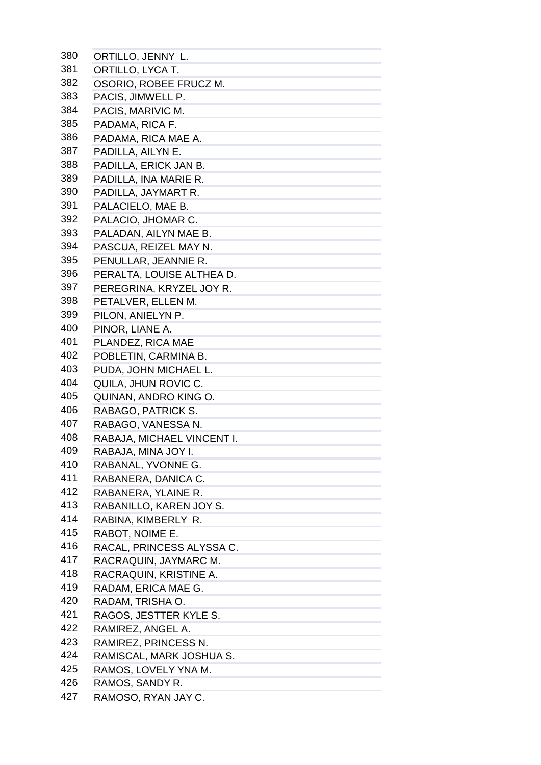| | |
|---|---|
| 380 | ORTILLO, JENNY L. |
| 381 | ORTILLO, LYCA T. |
| 382 | OSORIO, ROBEE FRUCZ M. |
| 383 | PACIS, JIMWELL P. |
| 384 | PACIS, MARIVIC M. |
| 385 | PADAMA, RICA F. |
| 386 | PADAMA, RICA MAE A. |
| 387 | PADILLA, AILYN E. |
| 388 | PADILLA, ERICK JAN B. |
| 389 | PADILLA, INA MARIE R. |
| 390 | PADILLA, JAYMART R. |
| 391 | PALACIELO, MAE B. |
| 392 | PALACIO, JHOMAR C. |
| 393 | PALADAN, AILYN MAE B. |
| 394 | PASCUA, REIZEL MAY N. |
| 395 | PENULLAR, JEANNIE R. |
| 396 | PERALTA, LOUISE ALTHEA D. |
| 397 | PEREGRINA, KRYZEL JOY R. |
| 398 | PETALVER, ELLEN M. |
| 399 | PILON, ANIELYN P. |
| 400 | PINOR, LIANE A. |
| 401 | PLANDEZ, RICA MAE |
| 402 | POBLETIN, CARMINA B. |
| 403 | PUDA, JOHN MICHAEL L. |
| 404 | QUILA, JHUN ROVIC C. |
| 405 | QUINAN, ANDRO KING O. |
| 406 | RABAGO, PATRICK S. |
| 407 | RABAGO, VANESSA N. |
| 408 | RABAJA, MICHAEL VINCENT I. |
| 409 | RABAJA, MINA JOY I. |
| 410 | RABANAL, YVONNE G. |
| 411 | RABANERA, DANICA C. |
| 412 | RABANERA, YLAINE R. |
| 413 | RABANILLO, KAREN JOY S. |
| 414 | RABINA, KIMBERLY R. |
| 415 | RABOT, NOIME E. |
| 416 | RACAL, PRINCESS ALYSSA C. |
| 417 | RACRAQUIN, JAYMARC M. |
| 418 | RACRAQUIN, KRISTINE A. |
| 419 | RADAM, ERICA MAE G. |
| 420 | RADAM, TRISHA O. |
| 421 | RAGOS, JESTTER KYLE S. |
| 422 | RAMIREZ, ANGEL A. |
| 423 | RAMIREZ, PRINCESS N. |
| 424 | RAMISCAL, MARK JOSHUA S. |
| 425 | RAMOS, LOVELY YNA M. |
| 426 | RAMOS, SANDY R. |
| 427 | RAMOSO, RYAN JAY C. |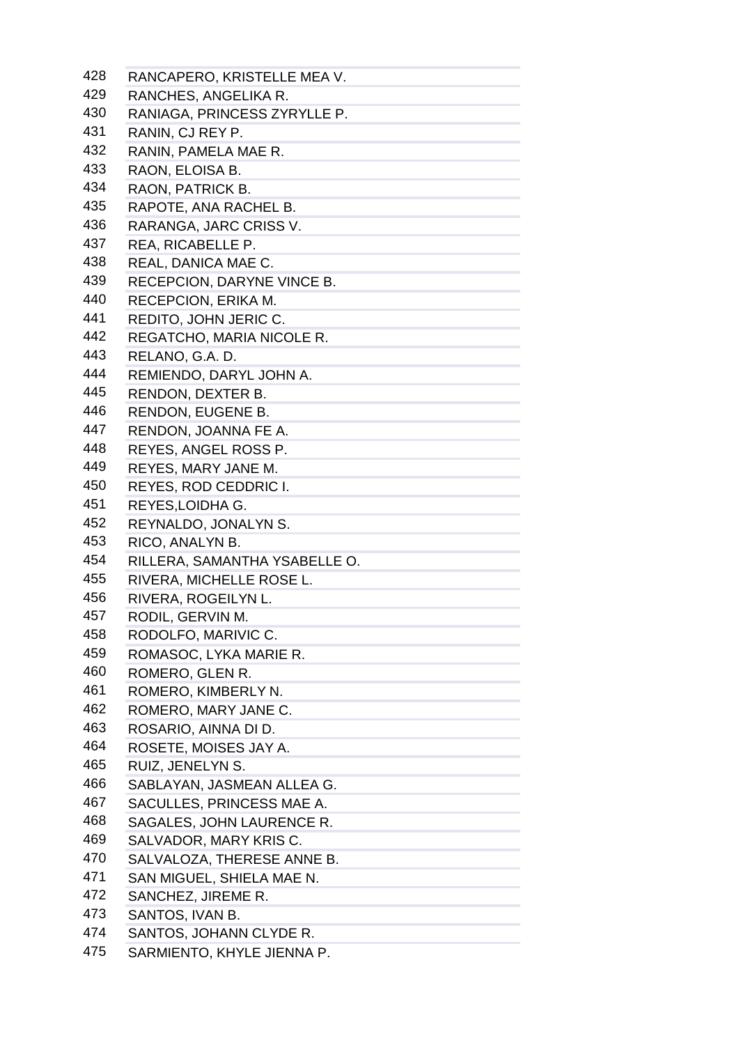| | |
|---|---|
| 428 | RANCAPERO, KRISTELLE MEA V. |
| 429 | RANCHES, ANGELIKA R. |
| 430 | RANIAGA, PRINCESS ZYRYLLE P. |
| 431 | RANIN, CJ REY P. |
| 432 | RANIN, PAMELA MAE R. |
| 433 | RAON, ELOISA B. |
| 434 | RAON, PATRICK B. |
| 435 | RAPOTE, ANA RACHEL B. |
| 436 | RARANGA, JARC CRISS V. |
| 437 | REA, RICABELLE P. |
| 438 | REAL, DANICA MAE C. |
| 439 | RECEPCION, DARYNE VINCE B. |
| 440 | RECEPCION, ERIKA M. |
| 441 | REDITO, JOHN JERIC C. |
| 442 | REGATCHO, MARIA NICOLE R. |
| 443 | RELANO, G.A. D. |
| 444 | REMIENDO, DARYL JOHN A. |
| 445 | RENDON, DEXTER B. |
| 446 | RENDON, EUGENE B. |
| 447 | RENDON, JOANNA FE A. |
| 448 | REYES, ANGEL ROSS P. |
| 449 | REYES, MARY JANE M. |
| 450 | REYES, ROD CEDDRIC I. |
| 451 | REYES,LOIDHA G. |
| 452 | REYNALDO, JONALYN S. |
| 453 | RICO, ANALYN B. |
| 454 | RILLERA, SAMANTHA YSABELLE O. |
| 455 | RIVERA, MICHELLE ROSE L. |
| 456 | RIVERA, ROGEILYN L. |
| 457 | RODIL, GERVIN M. |
| 458 | RODOLFO, MARIVIC C. |
| 459 | ROMASOC, LYKA MARIE R. |
| 460 | ROMERO, GLEN R. |
| 461 | ROMERO, KIMBERLY N. |
| 462 | ROMERO, MARY JANE C. |
| 463 | ROSARIO, AINNA DI D. |
| 464 | ROSETE, MOISES JAY A. |
| 465 | RUIZ, JENELYN S. |
| 466 | SABLAYAN, JASMEAN ALLEA G. |
| 467 | SACULLES, PRINCESS MAE A. |
| 468 | SAGALES, JOHN LAURENCE R. |
| 469 | SALVADOR, MARY KRIS C. |
| 470 | SALVALOZA, THERESE ANNE B. |
| 471 | SAN MIGUEL, SHIELA MAE N. |
| 472 | SANCHEZ, JIREME R. |
| 473 | SANTOS, IVAN B. |
| 474 | SANTOS, JOHANN CLYDE R. |
| 475 | SARMIENTO, KHYLE JIENNA P. |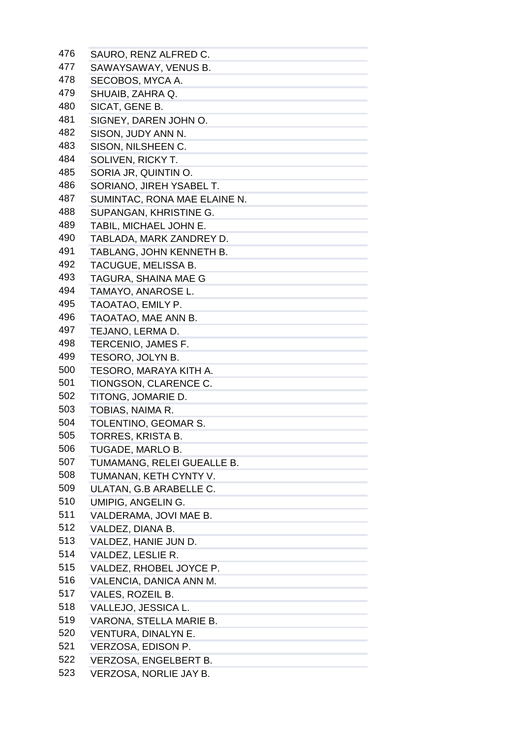| | |
|---|---|
| 476 | SAURO, RENZ ALFRED C. |
| 477 | SAWAYSAWAY, VENUS B. |
| 478 | SECOBOS, MYCA A. |
| 479 | SHUAIB, ZAHRA Q. |
| 480 | SICAT, GENE B. |
| 481 | SIGNEY, DAREN JOHN O. |
| 482 | SISON, JUDY ANN N. |
| 483 | SISON, NILSHEEN C. |
| 484 | SOLIVEN, RICKY T. |
| 485 | SORIA JR, QUINTIN O. |
| 486 | SORIANO, JIREH YSABEL T. |
| 487 | SUMINTAC, RONA MAE ELAINE N. |
| 488 | SUPANGAN, KHRISTINE G. |
| 489 | TABIL, MICHAEL JOHN E. |
| 490 | TABLADA, MARK ZANDREY D. |
| 491 | TABLANG, JOHN KENNETH B. |
| 492 | TACUGUE, MELISSA B. |
| 493 | TAGURA, SHAINA MAE G |
| 494 | TAMAYO, ANAROSE L. |
| 495 | TAOATAO, EMILY P. |
| 496 | TAOATAO, MAE ANN B. |
| 497 | TEJANO, LERMA D. |
| 498 | TERCENIO, JAMES F. |
| 499 | TESORO, JOLYN B. |
| 500 | TESORO, MARAYA KITH A. |
| 501 | TIONGSON, CLARENCE C. |
| 502 | TITONG, JOMARIE D. |
| 503 | TOBIAS, NAIMA R. |
| 504 | TOLENTINO, GEOMAR S. |
| 505 | TORRES, KRISTA B. |
| 506 | TUGADE, MARLO B. |
| 507 | TUMAMANG, RELEI GUEALLE B. |
| 508 | TUMANAN, KETH CYNTY V. |
| 509 | ULATAN, G.B ARABELLE C. |
| 510 | UMIPIG, ANGELIN G. |
| 511 | VALDERAMA, JOVI MAE B. |
| 512 | VALDEZ, DIANA B. |
| 513 | VALDEZ, HANIE JUN D. |
| 514 | VALDEZ, LESLIE R. |
| 515 | VALDEZ, RHOBEL JOYCE P. |
| 516 | VALENCIA, DANICA ANN M. |
| 517 | VALES, ROZEIL B. |
| 518 | VALLEJO, JESSICA L. |
| 519 | VARONA, STELLA MARIE B. |
| 520 | VENTURA, DINALYN E. |
| 521 | VERZOSA, EDISON P. |
| 522 | VERZOSA, ENGELBERT B. |
| 523 | VERZOSA, NORLIE JAY B. |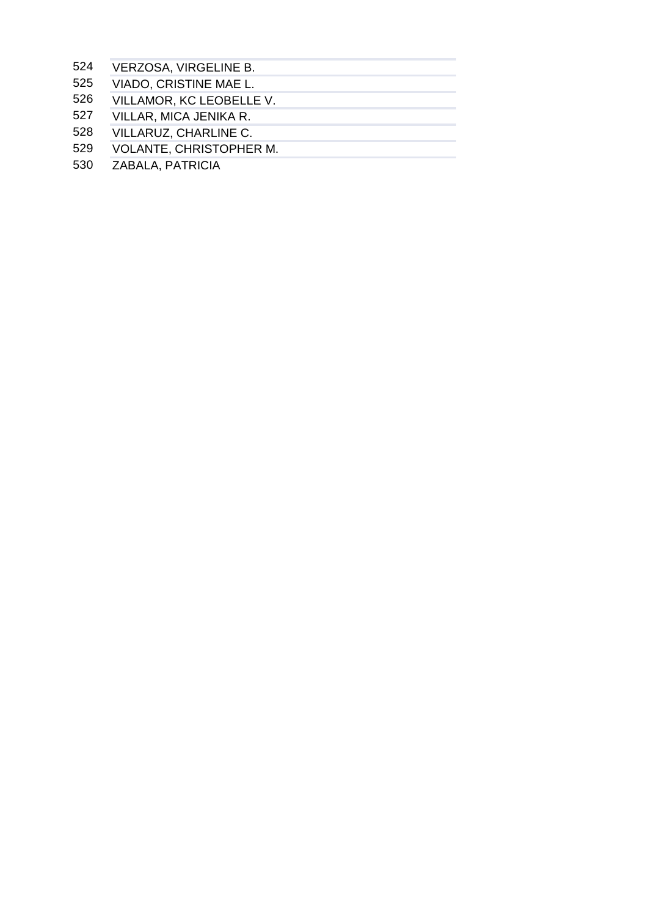| | |
|---|---|
| 524 | VERZOSA, VIRGELINE B. |
| 525 | VIADO, CRISTINE MAE L. |
| 526 | VILLAMOR, KC LEOBELLE V. |
| 527 | VILLAR, MICA JENIKA R. |
| 528 | VILLARUZ, CHARLINE C. |
| 529 | VOLANTE, CHRISTOPHER M. |
| 530 | ZABALA, PATRICIA |